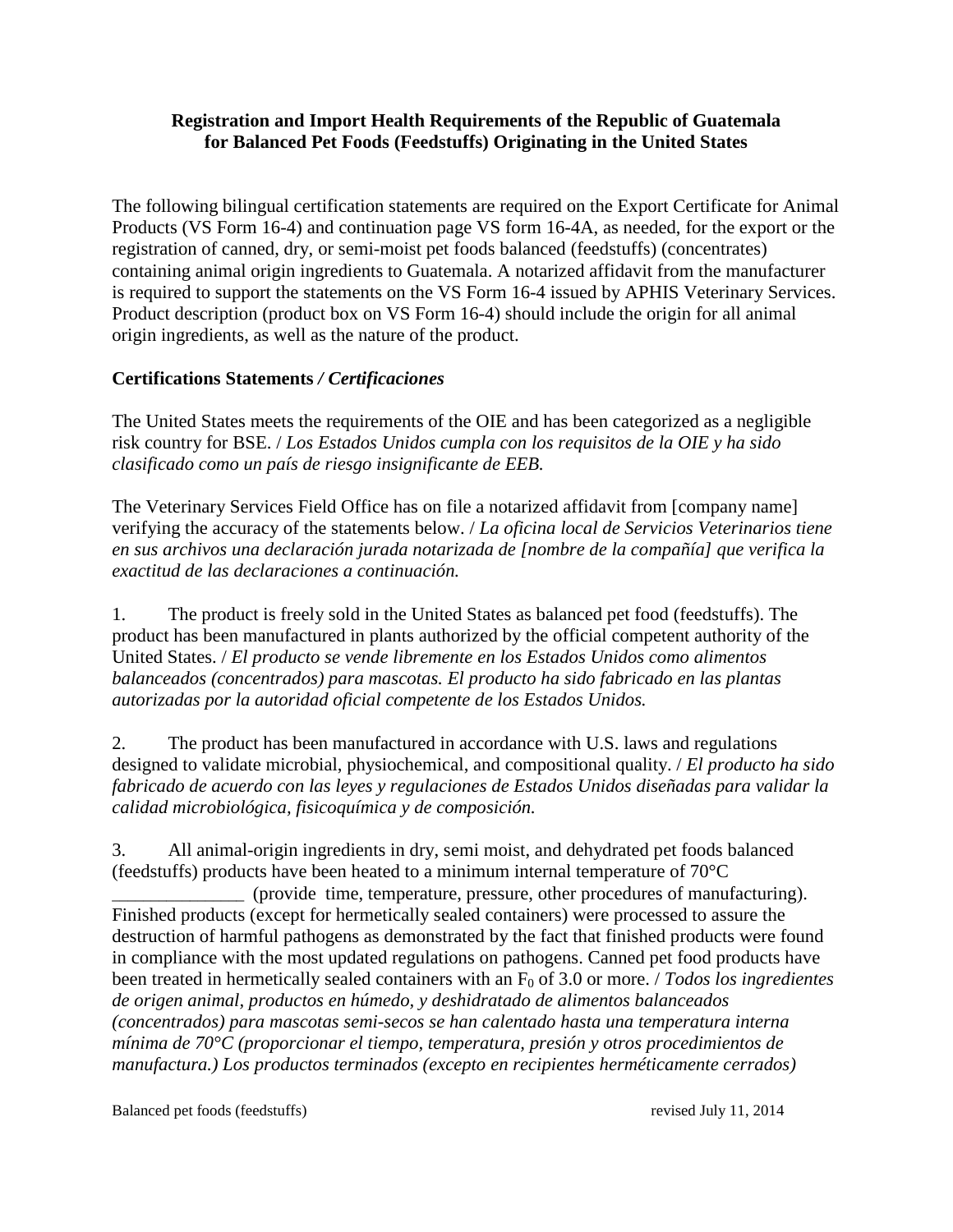**Registration and Import Health Requirements of the Republic of Guatemala for Balanced Pet Foods (Feedstuffs) Originating in the United States**

The following bilingual certification statements are required on the Export Certificate for Animal Products (VS Form 16-4) and continuation page VS form 16-4A, as needed, for the export or the registration of canned, dry, or semi-moist pet foods balanced (feedstuffs) (concentrates) containing animal origin ingredients to Guatemala. A notarized affidavit from the manufacturer is required to support the statements on the VS Form 16-4 issued by APHIS Veterinary Services. Product description (product box on VS Form 16-4) should include the origin for all animal origin ingredients, as well as the nature of the product.

**Certifications Statements */ Certificaciones***

The United States meets the requirements of the OIE and has been categorized as a negligible risk country for BSE. / *Los Estados Unidos cumpla con los requisitos de la OIE y ha sido clasificado como un país de riesgo insignificante de EEB.*

The Veterinary Services Field Office has on file a notarized affidavit from [company name] verifying the accuracy of the statements below. / *La oficina local de Servicios Veterinarios tiene en sus archivos una declaración jurada notarizada de [nombre de la compañía] que verifica la exactitud de las declaraciones a continuación.*

1. The product is freely sold in the United States as balanced pet food (feedstuffs). The product has been manufactured in plants authorized by the official competent authority of the United States. / *El producto se vende libremente en los Estados Unidos como alimentos balanceados (concentrados) para mascotas. El producto ha sido fabricado en las plantas autorizadas por la autoridad oficial competente de los Estados Unidos.*

2. The product has been manufactured in accordance with U.S. laws and regulations designed to validate microbial, physiochemical, and compositional quality. / *El producto ha sido fabricado de acuerdo con las leyes y regulaciones de Estados Unidos diseñadas para validar la calidad microbiológica, fisicoquímica y de composición.*

3. All animal-origin ingredients in dry, semi moist, and dehydrated pet foods balanced (feedstuffs) products have been heated to a minimum internal temperature of 70°C ______________ (provide time, temperature, pressure, other procedures of manufacturing). Finished products (except for hermetically sealed containers) were processed to assure the destruction of harmful pathogens as demonstrated by the fact that finished products were found in compliance with the most updated regulations on pathogens. Canned pet food products have been treated in hermetically sealed containers with an $F_0$ of 3.0 or more. / *Todos los ingredientes de origen animal, productos en húmedo, y deshidratado de alimentos balanceados (concentrados) para mascotas semi-secos se han calentado hasta una temperatura interna mínima de 70°C (proporcionar el tiempo, temperatura, presión y otros procedimientos de manufactura.) Los productos terminados (excepto en recipientes herméticamente cerrados)*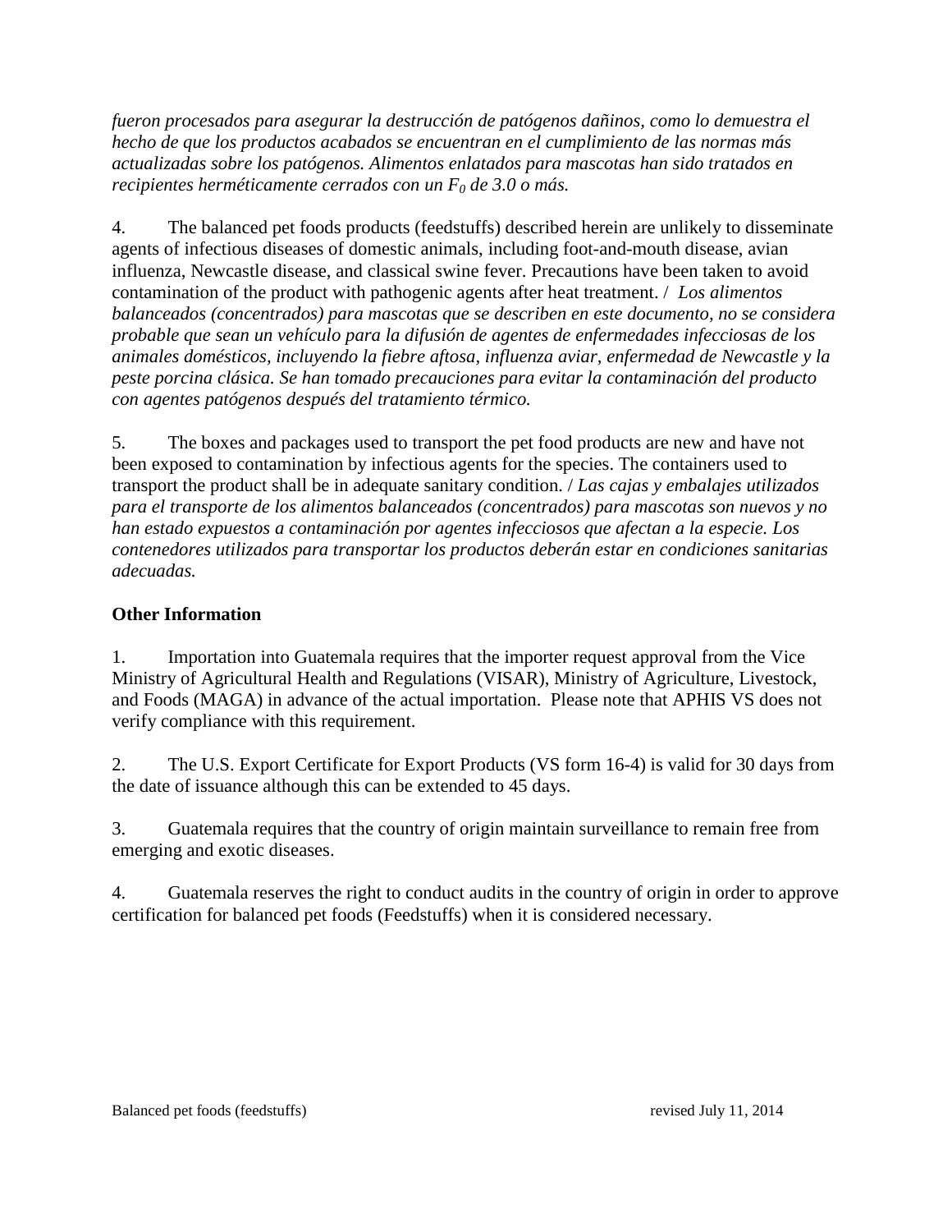*fueron procesados para asegurar la destrucción de patógenos dañinos, como lo demuestra el hecho de que los productos acabados se encuentran en el cumplimiento de las normas más actualizadas sobre los patógenos. Alimentos enlatados para mascotas han sido tratados en recipientes herméticamente cerrados con un $F_0$ de 3.0 o más.*

4. The balanced pet foods products (feedstuffs) described herein are unlikely to disseminate agents of infectious diseases of domestic animals, including foot-and-mouth disease, avian influenza, Newcastle disease, and classical swine fever. Precautions have been taken to avoid contamination of the product with pathogenic agents after heat treatment. / *Los alimentos balanceados (concentrados) para mascotas que se describen en este documento, no se considera probable que sean un vehículo para la difusión de agentes de enfermedades infecciosas de los animales domésticos, incluyendo la fiebre aftosa, influenza aviar, enfermedad de Newcastle y la peste porcina clásica. Se han tomado precauciones para evitar la contaminación del producto con agentes patógenos después del tratamiento térmico.*

5. The boxes and packages used to transport the pet food products are new and have not been exposed to contamination by infectious agents for the species. The containers used to transport the product shall be in adequate sanitary condition. / *Las cajas y embalajes utilizados para el transporte de los alimentos balanceados (concentrados) para mascotas son nuevos y no han estado expuestos a contaminación por agentes infecciosos que afectan a la especie. Los contenedores utilizados para transportar los productos deberán estar en condiciones sanitarias adecuadas.*

**Other Information**

1. Importation into Guatemala requires that the importer request approval from the Vice Ministry of Agricultural Health and Regulations (VISAR), Ministry of Agriculture, Livestock, and Foods (MAGA) in advance of the actual importation. Please note that APHIS VS does not verify compliance with this requirement.

2. The U.S. Export Certificate for Export Products (VS form 16-4) is valid for 30 days from the date of issuance although this can be extended to 45 days.

3. Guatemala requires that the country of origin maintain surveillance to remain free from emerging and exotic diseases.

4. Guatemala reserves the right to conduct audits in the country of origin in order to approve certification for balanced pet foods (Feedstuffs) when it is considered necessary.